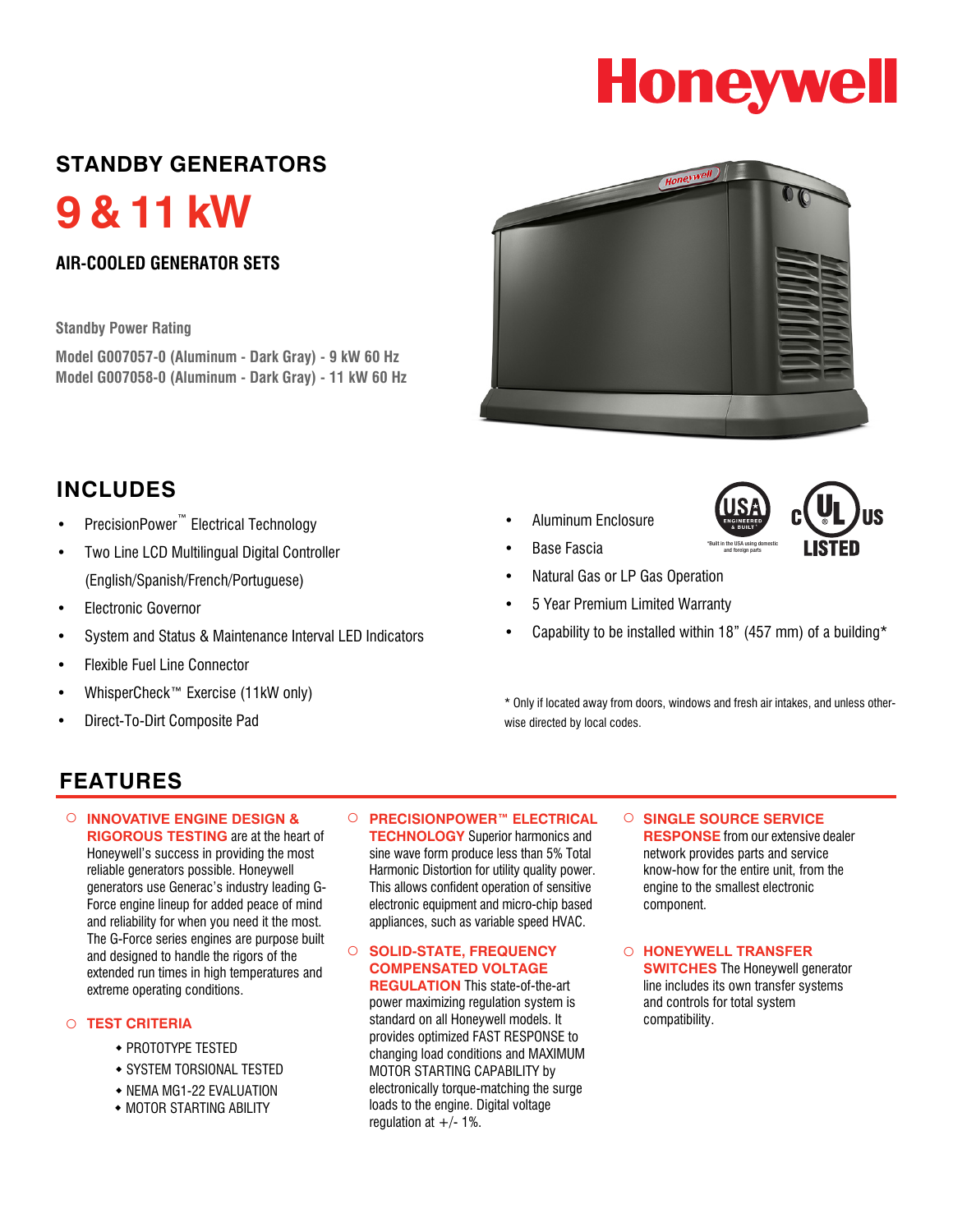Honeywell

## STANDBY GENERATORS

# 9 & 11 kW

### AIR-COOLED GENERATOR SETS

Standby Power Rating

**Model G007057-0 (Aluminum - Dark Gray) - 9 kW 60 Hz**
**Model G007058-0 (Aluminum - Dark Gray) - 11 kW 60 Hz**

## INCLUDES

- PrecisionPower™ Electrical Technology
- Two Line LCD Multilingual Digital Controller (English/Spanish/French/Portuguese)
- Electronic Governor
- System and Status & Maintenance Interval LED Indicators
- Flexible Fuel Line Connector
- WhisperCheck™ Exercise (11kW only)
- Direct-To-Dirt Composite Pad
- Aluminum Enclosure
- Base Fascia
- Natural Gas or LP Gas Operation
- 5 Year Premium Limited Warranty
- Capability to be installed within 18" (457 mm) of a building*

USA ENGINEERED & BUILT* — *Built in the USA using domestic and foreign parts

c UL us LISTED

\* Only if located away from doors, windows and fresh air intakes, and unless otherwise directed by local codes.

## FEATURES

- **INNOVATIVE ENGINE DESIGN & RIGOROUS TESTING** are at the heart of Honeywell's success in providing the most reliable generators possible. Honeywell generators use Generac's industry leading G-Force engine lineup for added peace of mind and reliability for when you need it the most. The G-Force series engines are purpose built and designed to handle the rigors of the extended run times in high temperatures and extreme operating conditions.

- **TEST CRITERIA**
  - PROTOTYPE TESTED
  - SYSTEM TORSIONAL TESTED
  - NEMA MG1-22 EVALUATION
  - MOTOR STARTING ABILITY

- **PRECISIONPOWER™ ELECTRICAL TECHNOLOGY** Superior harmonics and sine wave form produce less than 5% Total Harmonic Distortion for utility quality power. This allows confident operation of sensitive electronic equipment and micro-chip based appliances, such as variable speed HVAC.

- **SOLID-STATE, FREQUENCY COMPENSATED VOLTAGE REGULATION** This state-of-the-art power maximizing regulation system is standard on all Honeywell models. It provides optimized FAST RESPONSE to changing load conditions and MAXIMUM MOTOR STARTING CAPABILITY by electronically torque-matching the surge loads to the engine. Digital voltage regulation at +/- 1%.

- **SINGLE SOURCE SERVICE RESPONSE** from our extensive dealer network provides parts and service know-how for the entire unit, from the engine to the smallest electronic component.

- **HONEYWELL TRANSFER SWITCHES** The Honeywell generator line includes its own transfer systems and controls for total system compatibility.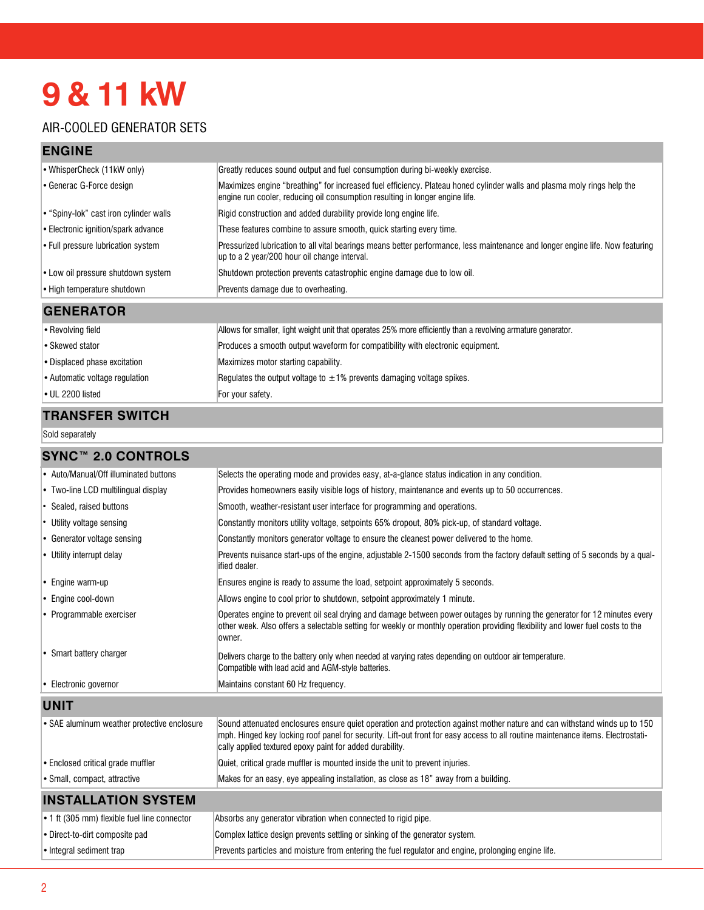# 9 & 11 kW

AIR-COOLED GENERATOR SETS

## ENGINE

| | |
|---|---|
| • WhisperCheck (11kW only) | Greatly reduces sound output and fuel consumption during bi-weekly exercise. |
| • Generac G-Force design | Maximizes engine "breathing" for increased fuel efficiency. Plateau honed cylinder walls and plasma moly rings help the engine run cooler, reducing oil consumption resulting in longer engine life. |
| • "Spiny-lok" cast iron cylinder walls | Rigid construction and added durability provide long engine life. |
| • Electronic ignition/spark advance | These features combine to assure smooth, quick starting every time. |
| • Full pressure lubrication system | Pressurized lubrication to all vital bearings means better performance, less maintenance and longer engine life. Now featuring up to a 2 year/200 hour oil change interval. |
| • Low oil pressure shutdown system | Shutdown protection prevents catastrophic engine damage due to low oil. |
| • High temperature shutdown | Prevents damage due to overheating. |

## GENERATOR

| | |
|---|---|
| • Revolving field | Allows for smaller, light weight unit that operates 25% more efficiently than a revolving armature generator. |
| • Skewed stator | Produces a smooth output waveform for compatibility with electronic equipment. |
| • Displaced phase excitation | Maximizes motor starting capability. |
| • Automatic voltage regulation | Regulates the output voltage to ±1% prevents damaging voltage spikes. |
| • UL 2200 listed | For your safety. |

## TRANSFER SWITCH

Sold separately

## SYNC™ 2.0 CONTROLS

| | |
|---|---|
| • Auto/Manual/Off illuminated buttons | Selects the operating mode and provides easy, at-a-glance status indication in any condition. |
| • Two-line LCD multilingual display | Provides homeowners easily visible logs of history, maintenance and events up to 50 occurrences. |
| • Sealed, raised buttons | Smooth, weather-resistant user interface for programming and operations. |
| • Utility voltage sensing | Constantly monitors utility voltage, setpoints 65% dropout, 80% pick-up, of standard voltage. |
| • Generator voltage sensing | Constantly monitors generator voltage to ensure the cleanest power delivered to the home. |
| • Utility interrupt delay | Prevents nuisance start-ups of the engine, adjustable 2-1500 seconds from the factory default setting of 5 seconds by a qualified dealer. |
| • Engine warm-up | Ensures engine is ready to assume the load, setpoint approximately 5 seconds. |
| • Engine cool-down | Allows engine to cool prior to shutdown, setpoint approximately 1 minute. |
| • Programmable exerciser | Operates engine to prevent oil seal drying and damage between power outages by running the generator for 12 minutes every other week. Also offers a selectable setting for weekly or monthly operation providing flexibility and lower fuel costs to the owner. |
| • Smart battery charger | Delivers charge to the battery only when needed at varying rates depending on outdoor air temperature. Compatible with lead acid and AGM-style batteries. |
| • Electronic governor | Maintains constant 60 Hz frequency. |

## UNIT

| | |
|---|---|
| • SAE aluminum weather protective enclosure | Sound attenuated enclosures ensure quiet operation and protection against mother nature and can withstand winds up to 150 mph. Hinged key locking roof panel for security. Lift-out front for easy access to all routine maintenance items. Electrostatically applied textured epoxy paint for added durability. |
| • Enclosed critical grade muffler | Quiet, critical grade muffler is mounted inside the unit to prevent injuries. |
| • Small, compact, attractive | Makes for an easy, eye appealing installation, as close as 18" away from a building. |

## INSTALLATION SYSTEM

| | |
|---|---|
| • 1 ft (305 mm) flexible fuel line connector | Absorbs any generator vibration when connected to rigid pipe. |
| • Direct-to-dirt composite pad | Complex lattice design prevents settling or sinking of the generator system. |
| • Integral sediment trap | Prevents particles and moisture from entering the fuel regulator and engine, prolonging engine life. |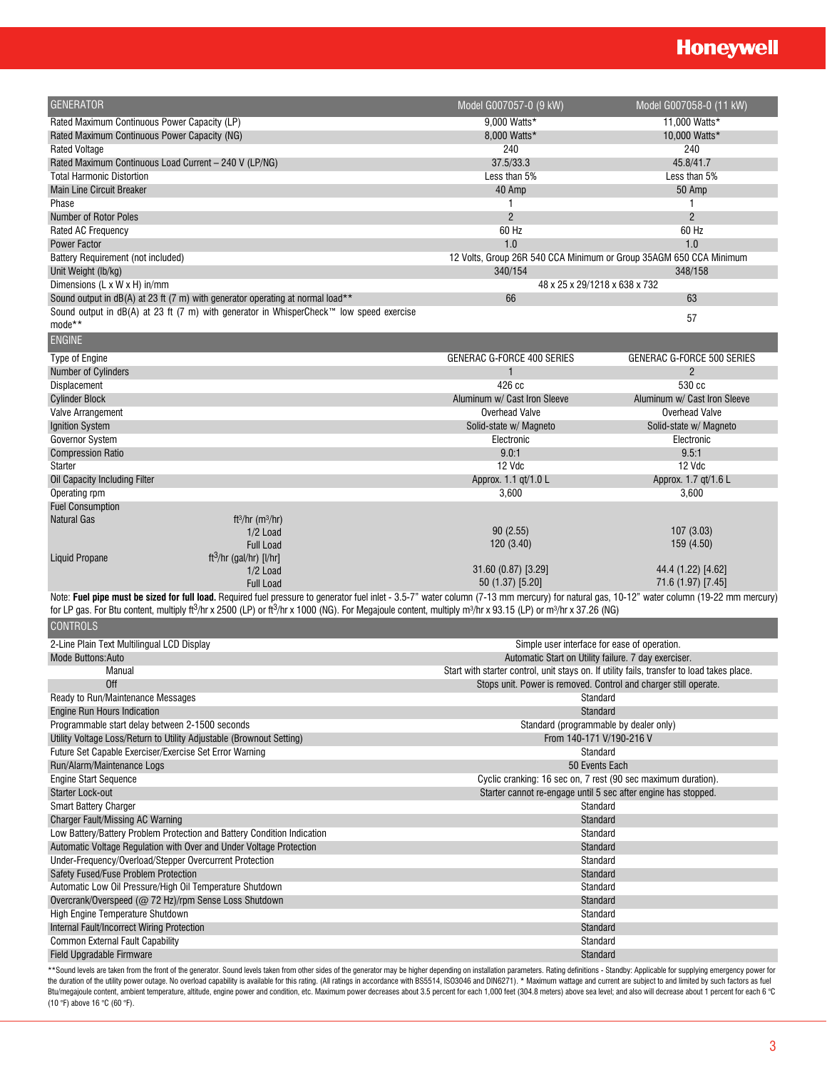| GENERATOR | Model G007057-0 (9 kW) | Model G007058-0 (11 kW) |
|---|---|---|
| Rated Maximum Continuous Power Capacity (LP) | 9,000 Watts* | 11,000 Watts* |
| Rated Maximum Continuous Power Capacity (NG) | 8,000 Watts* | 10,000 Watts* |
| Rated Voltage | 240 | 240 |
| Rated Maximum Continuous Load Current – 240 V (LP/NG) | 37.5/33.3 | 45.8/41.7 |
| Total Harmonic Distortion | Less than 5% | Less than 5% |
| Main Line Circuit Breaker | 40 Amp | 50 Amp |
| Phase | 1 | 1 |
| Number of Rotor Poles | 2 | 2 |
| Rated AC Frequency | 60 Hz | 60 Hz |
| Power Factor | 1.0 | 1.0 |
| Battery Requirement (not included) | 12 Volts, Group 26R 540 CCA Minimum or Group 35AGM 650 CCA Minimum | |
| Unit Weight (lb/kg) | 340/154 | 348/158 |
| Dimensions (L x W x H) in/mm | 48 x 25 x 29/1218 x 638 x 732 | |
| Sound output in dB(A) at 23 ft (7 m) with generator operating at normal load** | 66 | 63 |
| Sound output in dB(A) at 23 ft (7 m) with generator in WhisperCheck™ low speed exercise mode** | | 57 |

| ENGINE | | |
|---|---|---|
| Type of Engine | GENERAC G-FORCE 400 SERIES | GENERAC G-FORCE 500 SERIES |
| Number of Cylinders | 1 | 2 |
| Displacement | 426 cc | 530 cc |
| Cylinder Block | Aluminum w/ Cast Iron Sleeve | Aluminum w/ Cast Iron Sleeve |
| Valve Arrangement | Overhead Valve | Overhead Valve |
| Ignition System | Solid-state w/ Magneto | Solid-state w/ Magneto |
| Governor System | Electronic | Electronic |
| Compression Ratio | 9.0:1 | 9.5:1 |
| Starter | 12 Vdc | 12 Vdc |
| Oil Capacity Including Filter | Approx. 1.1 qt/1.0 L | Approx. 1.7 qt/1.6 L |
| Operating rpm | 3,600 | 3,600 |
| Fuel Consumption | | |
| Natural Gas ft³/hr (m³/hr) 1/2 Load | 90 (2.55) | 107 (3.03) |
| Natural Gas ft³/hr (m³/hr) Full Load | 120 (3.40) | 159 (4.50) |
| Liquid Propane ft³/hr (gal/hr) [l/hr] 1/2 Load | 31.60 (0.87) [3.29] | 44.4 (1.22) [4.62] |
| Liquid Propane ft³/hr (gal/hr) [l/hr] Full Load | 50 (1.37) [5.20] | 71.6 (1.97) [7.45] |

Note: **Fuel pipe must be sized for full load.** Required fuel pressure to generator fuel inlet - 3.5-7" water column (7-13 mm mercury) for natural gas, 10-12" water column (19-22 mm mercury) for LP gas. For Btu content, multiply ft³/hr x 2500 (LP) or ft³/hr x 1000 (NG). For Megajoule content, multiply m³/hr x 93.15 (LP) or m³/hr x 37.26 (NG)

| CONTROLS | |
|---|---|
| 2-Line Plain Text Multilingual LCD Display | Simple user interface for ease of operation. |
| Mode Buttons: Auto | Automatic Start on Utility failure. 7 day exerciser. |
| Manual | Start with starter control, unit stays on. If utility fails, transfer to load takes place. |
| Off | Stops unit. Power is removed. Control and charger still operate. |
| Ready to Run/Maintenance Messages | Standard |
| Engine Run Hours Indication | Standard |
| Programmable start delay between 2-1500 seconds | Standard (programmable by dealer only) |
| Utility Voltage Loss/Return to Utility Adjustable (Brownout Setting) | From 140-171 V/190-216 V |
| Future Set Capable Exerciser/Exercise Set Error Warning | Standard |
| Run/Alarm/Maintenance Logs | 50 Events Each |
| Engine Start Sequence | Cyclic cranking: 16 sec on, 7 rest (90 sec maximum duration). |
| Starter Lock-out | Starter cannot re-engage until 5 sec after engine has stopped. |
| Smart Battery Charger | Standard |
| Charger Fault/Missing AC Warning | Standard |
| Low Battery/Battery Problem Protection and Battery Condition Indication | Standard |
| Automatic Voltage Regulation with Over and Under Voltage Protection | Standard |
| Under-Frequency/Overload/Stepper Overcurrent Protection | Standard |
| Safety Fused/Fuse Problem Protection | Standard |
| Automatic Low Oil Pressure/High Oil Temperature Shutdown | Standard |
| Overcrank/Overspeed (@ 72 Hz)/rpm Sense Loss Shutdown | Standard |
| High Engine Temperature Shutdown | Standard |
| Internal Fault/Incorrect Wiring Protection | Standard |
| Common External Fault Capability | Standard |
| Field Upgradable Firmware | Standard |

**Sound levels are taken from the front of the generator. Sound levels taken from other sides of the generator may be higher depending on installation parameters. Rating definitions - Standby: Applicable for supplying emergency power for the duration of the utility power outage. No overload capability is available for this rating. (All ratings in accordance with BS5514, ISO3046 and DIN6271). * Maximum wattage and current are subject to and limited by such factors as fuel Btu/megajoule content, ambient temperature, altitude, engine power and condition, etc. Maximum power decreases about 3.5 percent for each 1,000 feet (304.8 meters) above sea level; and also will decrease about 1 percent for each 6 °C (10 °F) above 16 °C (60 °F).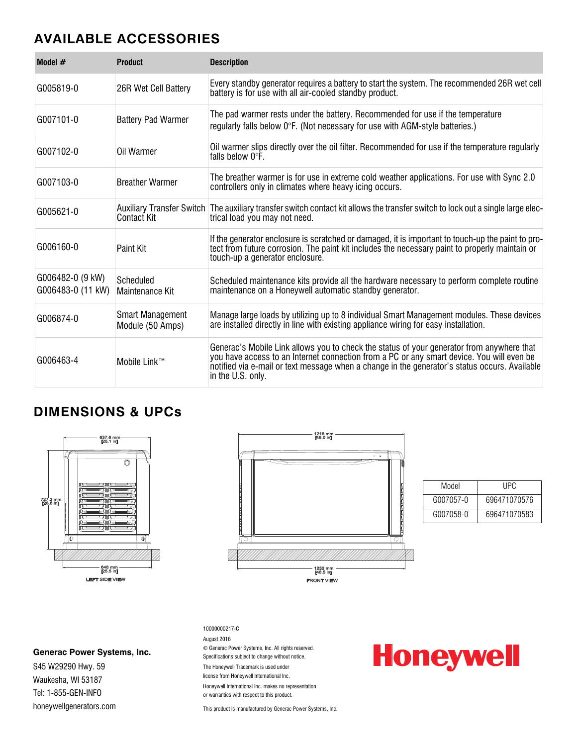## AVAILABLE ACCESSORIES

| Model # | Product | Description |
|---|---|---|
| G005819-0 | 26R Wet Cell Battery | Every standby generator requires a battery to start the system. The recommended 26R wet cell battery is for use with all air-cooled standby product. |
| G007101-0 | Battery Pad Warmer | The pad warmer rests under the battery. Recommended for use if the temperature regularly falls below 0°F. (Not necessary for use with AGM-style batteries.) |
| G007102-0 | Oil Warmer | Oil warmer slips directly over the oil filter. Recommended for use if the temperature regularly falls below 0°F. |
| G007103-0 | Breather Warmer | The breather warmer is for use in extreme cold weather applications. For use with Sync 2.0 controllers only in climates where heavy icing occurs. |
| G005621-0 | Auxiliary Transfer Switch Contact Kit | The auxiliary transfer switch contact kit allows the transfer switch to lock out a single large electrical load you may not need. |
| G006160-0 | Paint Kit | If the generator enclosure is scratched or damaged, it is important to touch-up the paint to protect from future corrosion. The paint kit includes the necessary paint to properly maintain or touch-up a generator enclosure. |
| G006482-0 (9 kW) G006483-0 (11 kW) | Scheduled Maintenance Kit | Scheduled maintenance kits provide all the hardware necessary to perform complete routine maintenance on a Honeywell automatic standby generator. |
| G006874-0 | Smart Management Module (50 Amps) | Manage large loads by utilizing up to 8 individual Smart Management modules. These devices are installed directly in line with existing appliance wiring for easy installation. |
| G006463-4 | Mobile Link™ | Generac's Mobile Link allows you to check the status of your generator from anywhere that you have access to an Internet connection from a PC or any smart device. You will even be notified via e-mail or text message when a change in the generator's status occurs. Available in the U.S. only. |

## DIMENSIONS & UPCs

637.6 mm [25.1 in]

727.2 mm [28.6 in]

648 mm [25.5 in]

LEFT SIDE VIEW

1218 mm [48.0 in]

1232 mm [48.5 in]

FRONT VIEW

| Model | UPC |
|---|---|
| G007057-0 | 696471070576 |
| G007058-0 | 696471070583 |

**Generac Power Systems, Inc.**
S45 W29290 Hwy. 59
Waukesha, WI 53187
Tel: 1-855-GEN-INFO
honeywellgenerators.com

10000000217-C
August 2016
© Generac Power Systems, Inc. All rights reserved.
Specifications subject to change without notice.
The Honeywell Trademark is used under license from Honeywell International Inc.
Honeywell International Inc. makes no representation or warranties with respect to this product.

This product is manufactured by Generac Power Systems, Inc.

Honeywell